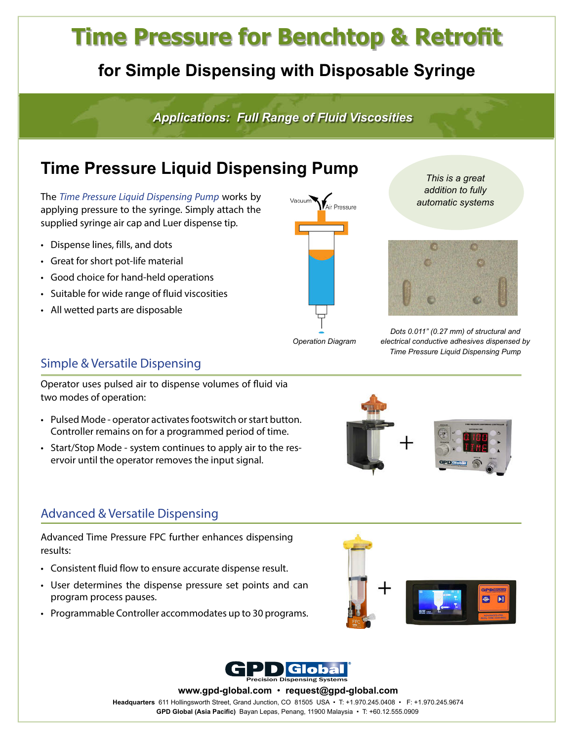# Time Pressure for Benchtop & Retrofit

## for Simple Dispensing with Disposable Syringe

*Applications: Full Range of Fluid Viscosities*

## Time Pressure Liquid Dispensing Pump

The *Time Pressure Liquid Dispensing Pump* works by applying pressure to the syringe. Simply attach the supplied syringe air cap and Luer dispense tip.

- Dispense lines, fills, and dots
- Great for short pot-life material
- Good choice for hand-held operations
- Suitable for wide range of fluid viscosities
- All wetted parts are disposable

Vacuum

Air Pressure

*Operation Diagram*

*This is a great addition to fully automatic systems*

*Dots 0.011" (0.27 mm) of structural and electrical conductive adhesives dispensed by Time Pressure Liquid Dispensing Pump*

### Simple & Versatile Dispensing

Operator uses pulsed air to dispense volumes of fluid via two modes of operation:

- Pulsed Mode - operator activates footswitch or start button. Controller remains on for a programmed period of time.
- Start/Stop Mode - system continues to apply air to the reservoir until the operator removes the input signal.

### Advanced & Versatile Dispensing

Advanced Time Pressure FPC further enhances dispensing results:

- Consistent fluid flow to ensure accurate dispense result.
- User determines the dispense pressure set points and can program process pauses.
- Programmable Controller accommodates up to 30 programs.

**GPD Global®**
Precision Dispensing Systems

**www.gpd-global.com • request@gpd-global.com**

**Headquarters** 611 Hollingsworth Street, Grand Junction, CO 81505 USA • T: +1.970.245.0408 • F: +1.970.245.9674
**GPD Global (Asia Pacific)** Bayan Lepas, Penang, 11900 Malaysia • T: +60.12.555.0909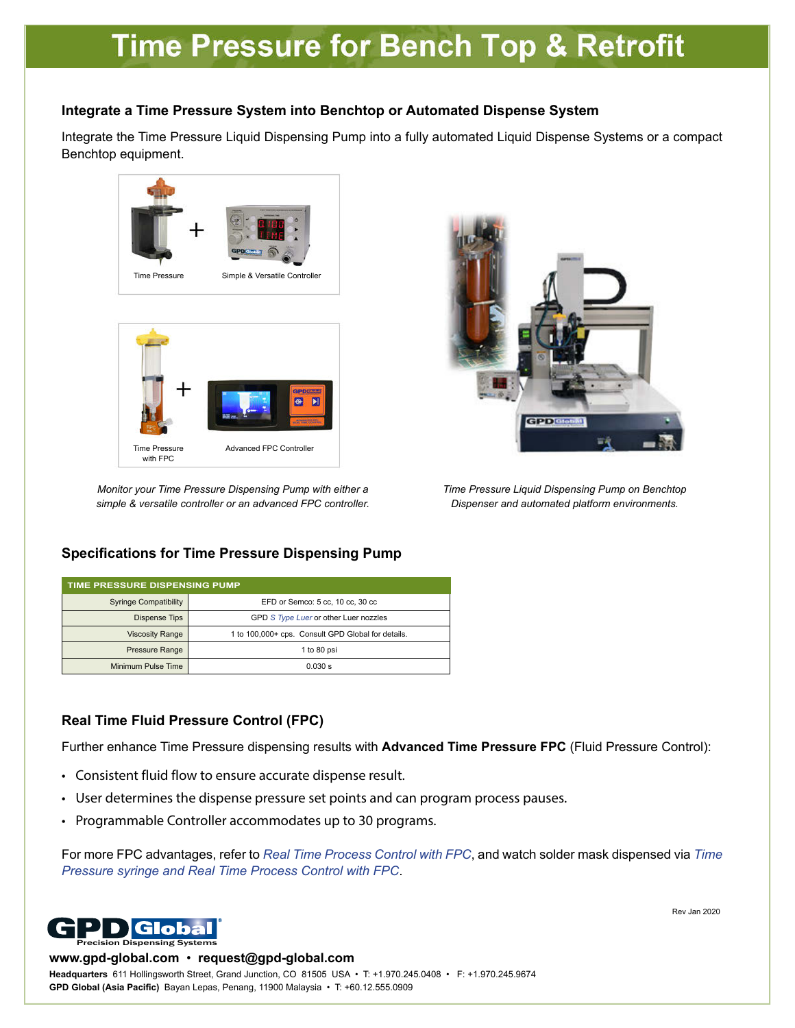# Time Pressure for Bench Top & Retrofit

### Integrate a Time Pressure System into Benchtop or Automated Dispense System

Integrate the Time Pressure Liquid Dispensing Pump into a fully automated Liquid Dispense Systems or a compact Benchtop equipment.

Time Pressure + Simple & Versatile Controller

Time Pressure with FPC + Advanced FPC Controller

*Monitor your Time Pressure Dispensing Pump with either a simple & versatile controller or an advanced FPC controller.*

*Time Pressure Liquid Dispensing Pump on Benchtop Dispenser and automated platform environments.*

### Specifications for Time Pressure Dispensing Pump

| TIME PRESSURE DISPENSING PUMP | |
|---|---|
| Syringe Compatibility | EFD or Semco: 5 cc, 10 cc, 30 cc |
| Dispense Tips | GPD *S Type Luer* or other Luer nozzles |
| Viscosity Range | 1 to 100,000+ cps. Consult GPD Global for details. |
| Pressure Range | 1 to 80 psi |
| Minimum Pulse Time | 0.030 s |

### Real Time Fluid Pressure Control (FPC)

Further enhance Time Pressure dispensing results with **Advanced Time Pressure FPC** (Fluid Pressure Control):

- Consistent fluid flow to ensure accurate dispense result.
- User determines the dispense pressure set points and can program process pauses.
- Programmable Controller accommodates up to 30 programs.

For more FPC advantages, refer to *Real Time Process Control with FPC*, and watch solder mask dispensed via *Time Pressure syringe and Real Time Process Control with FPC*.

Rev Jan 2020

GPD Global® Precision Dispensing Systems

**www.gpd-global.com • request@gpd-global.com**

**Headquarters** 611 Hollingsworth Street, Grand Junction, CO 81505 USA • T: +1.970.245.0408 • F: +1.970.245.9674
**GPD Global (Asia Pacific)** Bayan Lepas, Penang, 11900 Malaysia • T: +60.12.555.0909